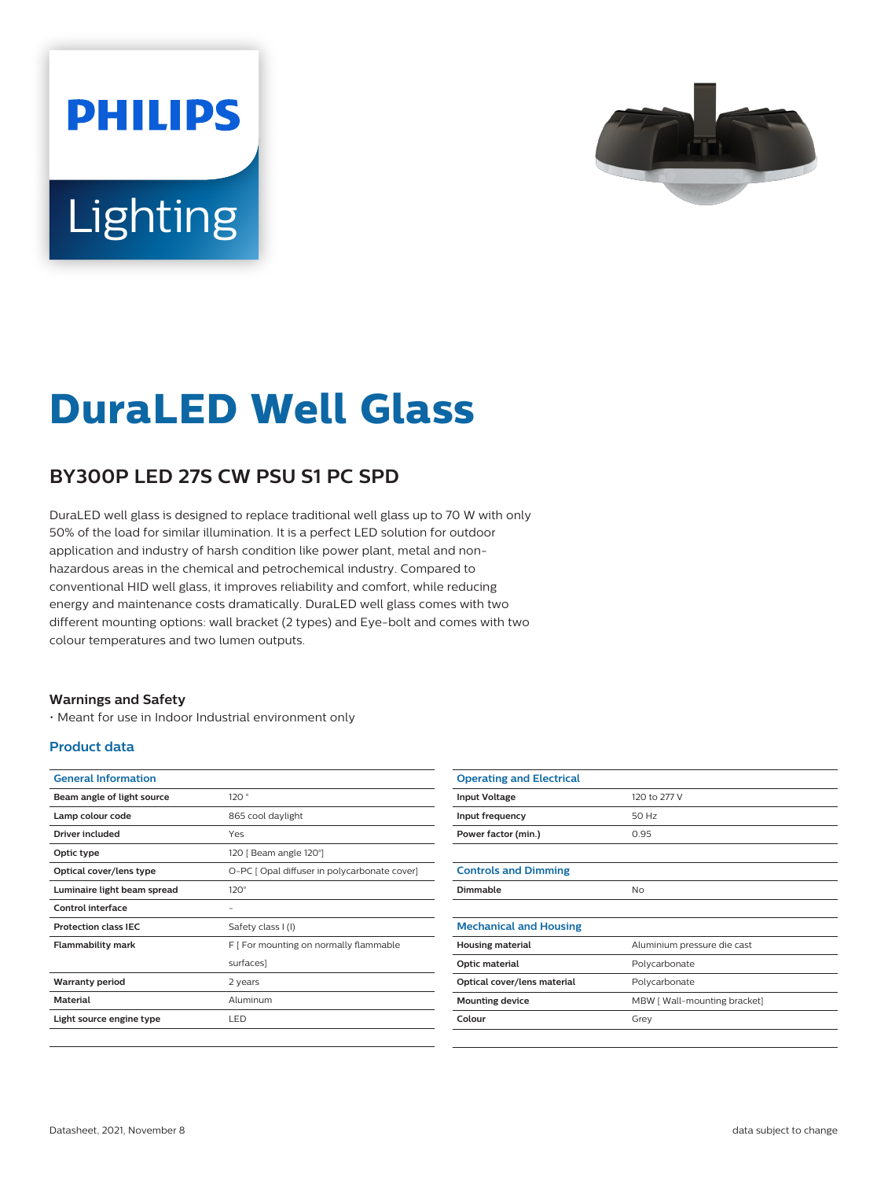# DuraLED Well Glass

## BY300P LED 27S CW PSU S1 PC SPD

DuraLED well glass is designed to replace traditional well glass up to 70 W with only 50% of the load for similar illumination. It is a perfect LED solution for outdoor application and industry of harsh condition like power plant, metal and non-hazardous areas in the chemical and petrochemical industry. Compared to conventional HID well glass, it improves reliability and comfort, while reducing energy and maintenance costs dramatically. DuraLED well glass comes with two different mounting options: wall bracket (2 types) and Eye-bolt and comes with two colour temperatures and two lumen outputs.

### Warnings and Safety

- Meant for use in Indoor Industrial environment only

### Product data

| General Information | |
|---|---|
| Beam angle of light source | 120 ° |
| Lamp colour code | 865 cool daylight |
| Driver included | Yes |
| Optic type | 120 [ Beam angle 120°] |
| Optical cover/lens type | O-PC [ Opal diffuser in polycarbonate cover] |
| Luminaire light beam spread | 120° |
| Control interface | - |
| Protection class IEC | Safety class I (I) |
| Flammability mark | F [ For mounting on normally flammable surfaces] |
| Warranty period | 2 years |
| Material | Aluminum |
| Light source engine type | LED |

| Operating and Electrical | |
|---|---|
| Input Voltage | 120 to 277 V |
| Input frequency | 50 Hz |
| Power factor (min.) | 0.95 |

| Controls and Dimming | |
|---|---|
| Dimmable | No |

| Mechanical and Housing | |
|---|---|
| Housing material | Aluminium pressure die cast |
| Optic material | Polycarbonate |
| Optical cover/lens material | Polycarbonate |
| Mounting device | MBW [ Wall-mounting bracket] |
| Colour | Grey |

Datasheet, 2021, November 8

data subject to change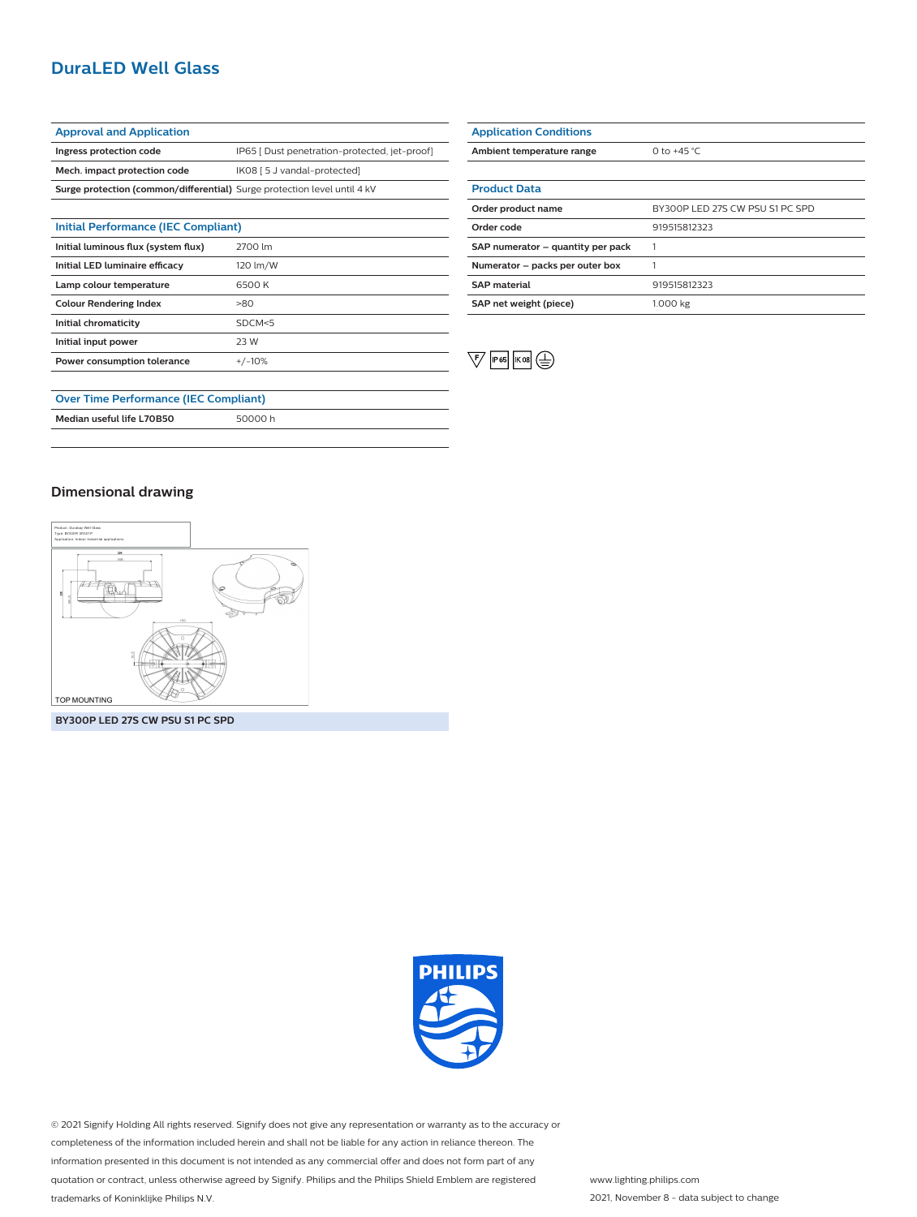## DuraLED Well Glass

| Approval and Application | |
|---|---|
| **Ingress protection code** | IP65 [ Dust penetration-protected, jet-proof] |
| **Mech. impact protection code** | IK08 [ 5 J vandal-protected] |
| **Surge protection (common/differential)** | Surge protection level until 4 kV |

| Initial Performance (IEC Compliant) | |
|---|---|
| **Initial luminous flux (system flux)** | 2700 lm |
| **Initial LED luminaire efficacy** | 120 lm/W |
| **Lamp colour temperature** | 6500 K |
| **Colour Rendering Index** | >80 |
| **Initial chromaticity** | SDCM<5 |
| **Initial input power** | 23 W |
| **Power consumption tolerance** | +/-10% |

| Over Time Performance (IEC Compliant) | |
|---|---|
| **Median useful life L70B50** | 50000 h |

| Application Conditions | |
|---|---|
| **Ambient temperature range** | 0 to +45 °C |

| Product Data | |
|---|---|
| **Order product name** | BY300P LED 27S CW PSU S1 PC SPD |
| **Order code** | 919515812323 |
| **SAP numerator – quantity per pack** | 1 |
| **Numerator – packs per outer box** | 1 |
| **SAP material** | 919515812323 |
| **SAP net weight (piece)** | 1.000 kg |

### Dimensional drawing

TOP MOUNTING

**BY300P LED 27S CW PSU S1 PC SPD**

© 2021 Signify Holding All rights reserved. Signify does not give any representation or warranty as to the accuracy or completeness of the information included herein and shall not be liable for any action in reliance thereon. The information presented in this document is not intended as any commercial offer and does not form part of any quotation or contract, unless otherwise agreed by Signify. Philips and the Philips Shield Emblem are registered trademarks of Koninklijke Philips N.V.

www.lighting.philips.com

2021, November 8 - data subject to change